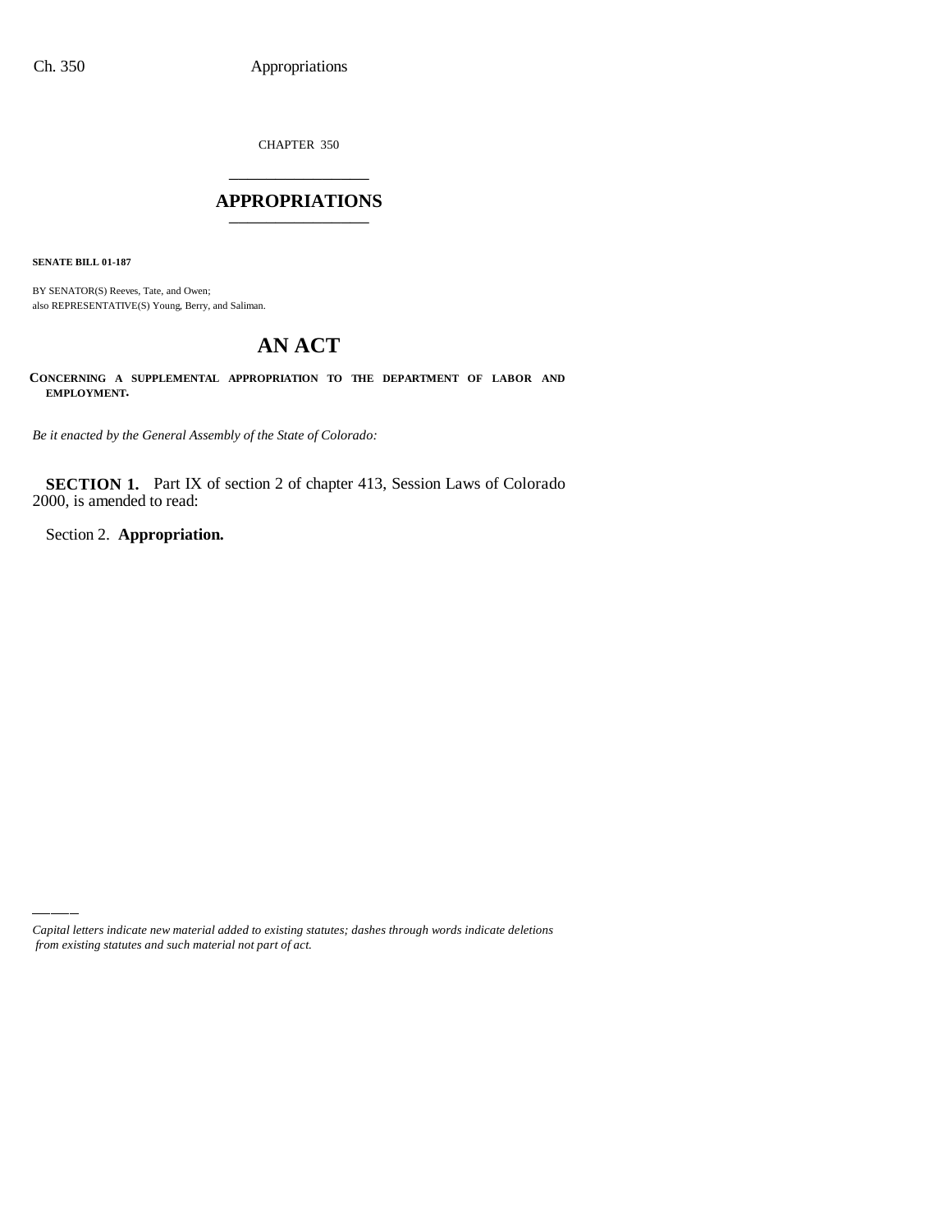CHAPTER 350

# APPROPRIATIONS

**SENATE BILL 01-187**

BY SENATOR(S) Reeves, Tate, and Owen;
also REPRESENTATIVE(S) Young, Berry, and Saliman.

# AN ACT

**CONCERNING A SUPPLEMENTAL APPROPRIATION TO THE DEPARTMENT OF LABOR AND EMPLOYMENT.**

*Be it enacted by the General Assembly of the State of Colorado:*

**SECTION 1.** Part IX of section 2 of chapter 413, Session Laws of Colorado 2000, is amended to read:

Section 2. **Appropriation.**

*Capital letters indicate new material added to existing statutes; dashes through words indicate deletions from existing statutes and such material not part of act.*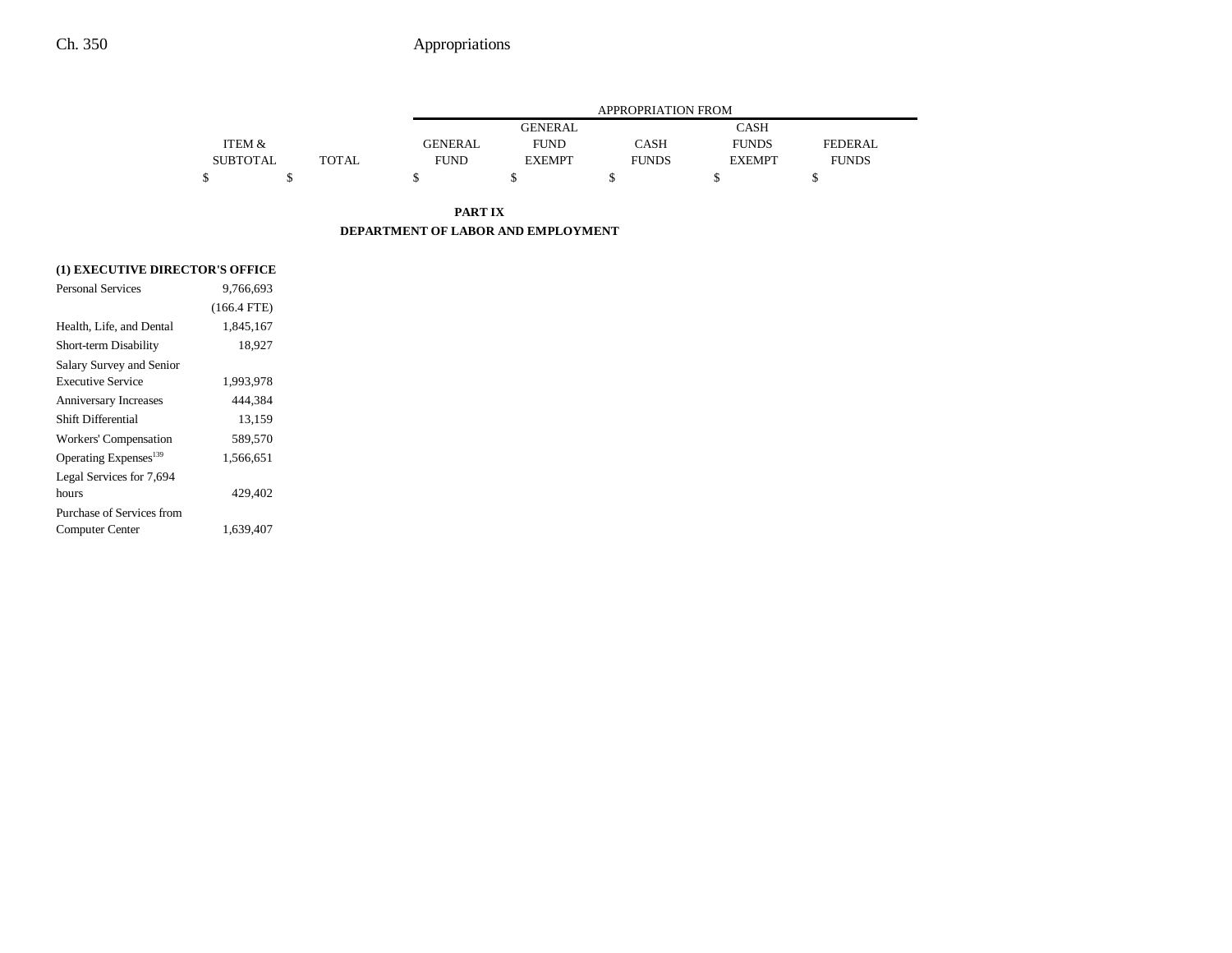| | ITEM & SUBTOTAL | TOTAL | APPROPRIATION FROM GENERAL FUND | GENERAL FUND EXEMPT | CASH FUNDS | CASH FUNDS EXEMPT | FEDERAL FUNDS |
|---|---|---|---|---|---|---|---|
| | $ | $ | $ | $ | $ | $ | $ |

**PART IX**

**DEPARTMENT OF LABOR AND EMPLOYMENT**

**(1) EXECUTIVE DIRECTOR'S OFFICE**

| | ITEM & SUBTOTAL | TOTAL | GENERAL FUND | GENERAL FUND EXEMPT | CASH FUNDS | CASH FUNDS EXEMPT | FEDERAL FUNDS |
|---|---|---|---|---|---|---|---|
| Personal Services | 9,766,693 | | | | | | |
| | (166.4 FTE) | | | | | | |
| Health, Life, and Dental | 1,845,167 | | | | | | |
| Short-term Disability | 18,927 | | | | | | |
| Salary Survey and Senior Executive Service | 1,993,978 | | | | | | |
| Anniversary Increases | 444,384 | | | | | | |
| Shift Differential | 13,159 | | | | | | |
| Workers' Compensation | 589,570 | | | | | | |
| Operating Expenses[139] | 1,566,651 | | | | | | |
| Legal Services for 7,694 hours | 429,402 | | | | | | |
| Purchase of Services from Computer Center | 1,639,407 | | | | | | |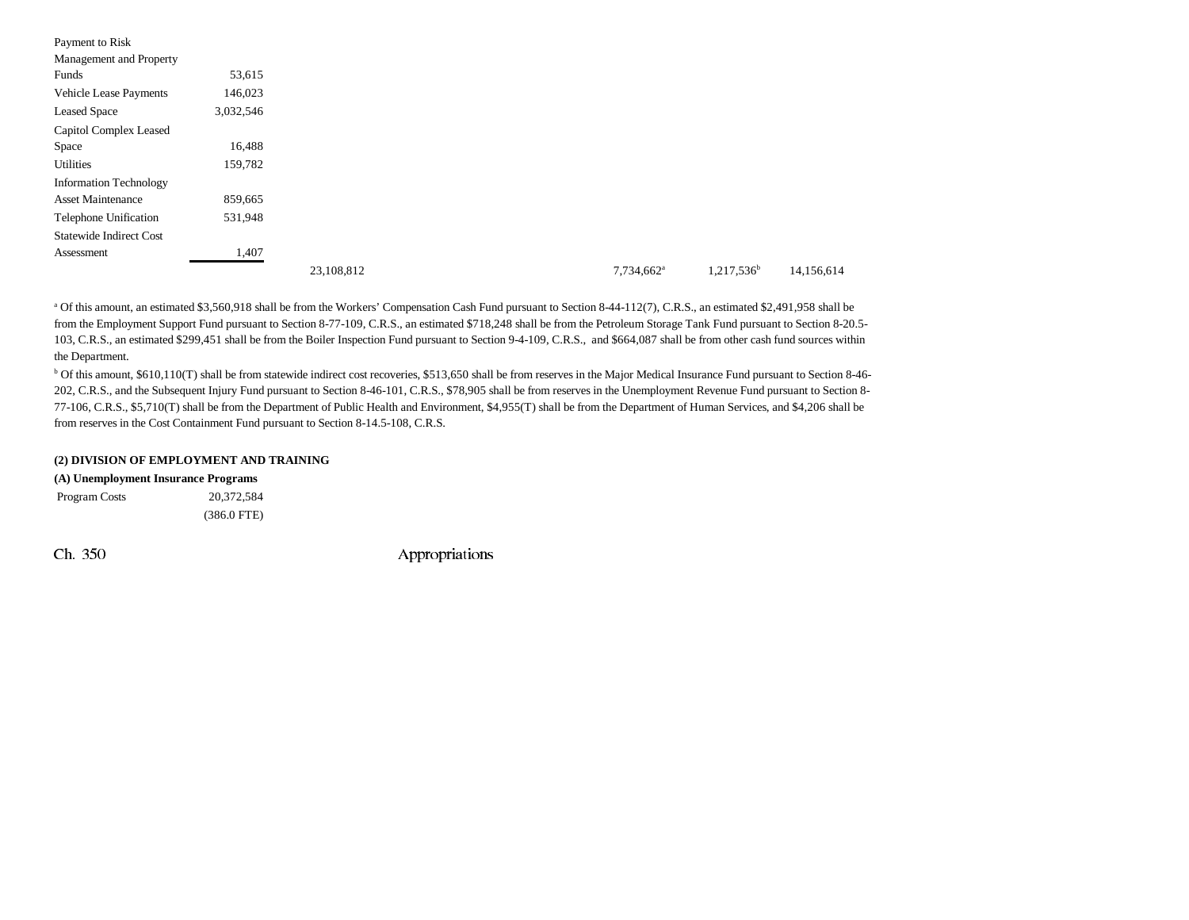| | | | | | | |
|---|---|---|---|---|---|---|
| Payment to Risk Management and Property Funds | 53,615 | | | | | |
| Vehicle Lease Payments | 146,023 | | | | | |
| Leased Space | 3,032,546 | | | | | |
| Capitol Complex Leased Space | 16,488 | | | | | |
| Utilities | 159,782 | | | | | |
| Information Technology Asset Maintenance | 859,665 | | | | | |
| Telephone Unification | 531,948 | | | | | |
| Statewide Indirect Cost Assessment | 1,407 | | | | | |
| | | 23,108,812 | | 7,734,662[a] | 1,217,536[b] | 14,156,614 |

[a] Of this amount, an estimated $3,560,918 shall be from the Workers' Compensation Cash Fund pursuant to Section 8-44-112(7), C.R.S., an estimated $2,491,958 shall be from the Employment Support Fund pursuant to Section 8-77-109, C.R.S., an estimated $718,248 shall be from the Petroleum Storage Tank Fund pursuant to Section 8-20.5-103, C.R.S., an estimated $299,451 shall be from the Boiler Inspection Fund pursuant to Section 9-4-109, C.R.S., and $664,087 shall be from other cash fund sources within the Department.

[b] Of this amount, $610,110(T) shall be from statewide indirect cost recoveries, $513,650 shall be from reserves in the Major Medical Insurance Fund pursuant to Section 8-46-202, C.R.S., and the Subsequent Injury Fund pursuant to Section 8-46-101, C.R.S., $78,905 shall be from reserves in the Unemployment Revenue Fund pursuant to Section 8-77-106, C.R.S., $5,710(T) shall be from the Department of Public Health and Environment, $4,955(T) shall be from the Department of Human Services, and $4,206 shall be from reserves in the Cost Containment Fund pursuant to Section 8-14.5-108, C.R.S.

**(2) DIVISION OF EMPLOYMENT AND TRAINING**

**(A) Unemployment Insurance Programs**

| | |
|---|---|
| Program Costs | 20,372,584 |
| | (386.0 FTE) |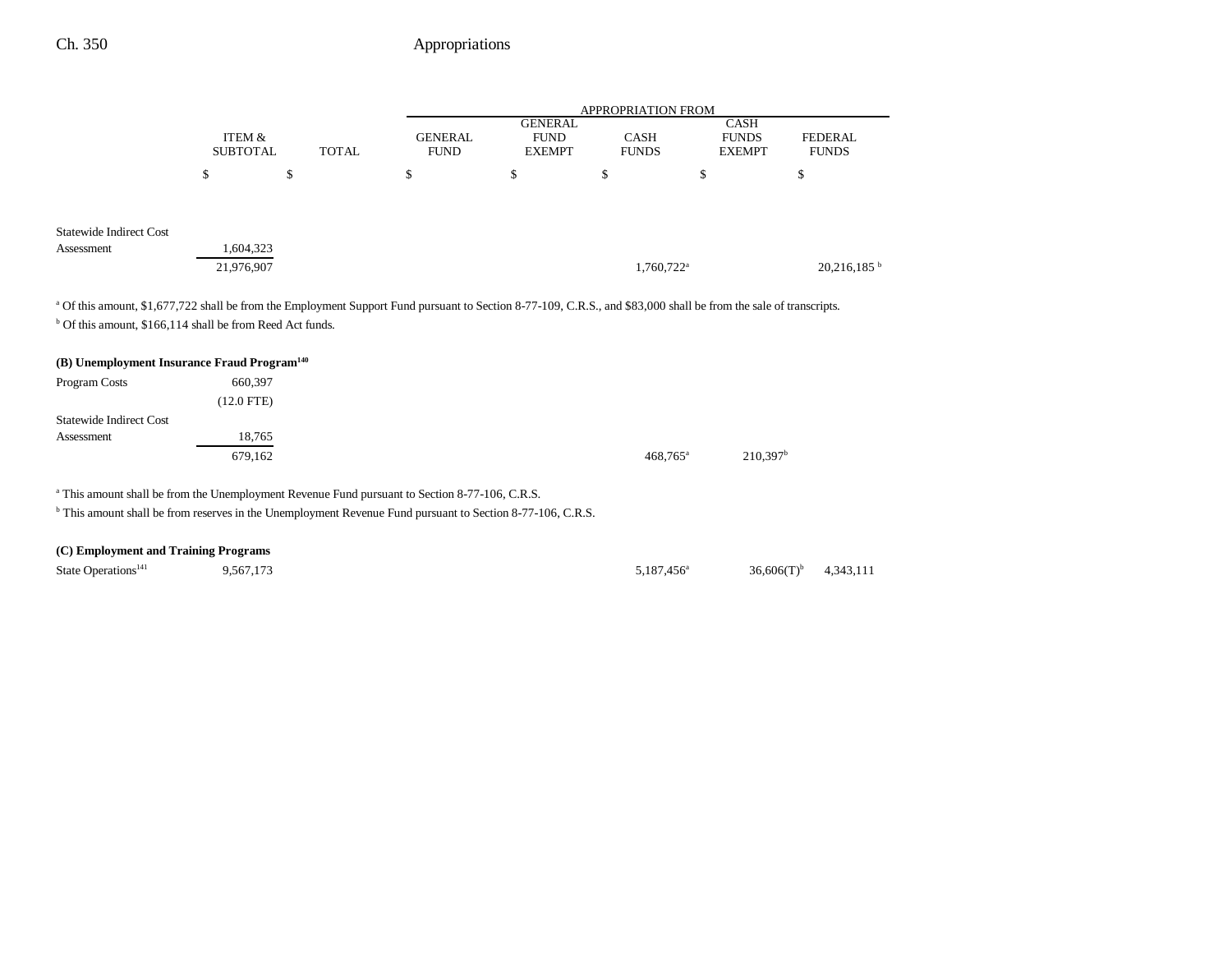| | ITEM & SUBTOTAL | TOTAL | APPROPRIATION FROM GENERAL FUND | GENERAL FUND EXEMPT | CASH FUNDS | CASH FUNDS EXEMPT | FEDERAL FUNDS |
|---|---|---|---|---|---|---|---|
| | $ | $ | $ | $ | $ | $ | $ |
| Statewide Indirect Cost Assessment | 1,604,323 | | | | | | |
| | 21,976,907 | | | | 1,760,722[a] | | 20,216,185 [b] |

[a] Of this amount, $1,677,722 shall be from the Employment Support Fund pursuant to Section 8-77-109, C.R.S., and $83,000 shall be from the sale of transcripts.

[b] Of this amount, $166,114 shall be from Reed Act funds.

**(B) Unemployment Insurance Fraud Program[140]**

| | ITEM & SUBTOTAL | TOTAL | GENERAL FUND | GENERAL FUND EXEMPT | CASH FUNDS | CASH FUNDS EXEMPT | FEDERAL FUNDS |
|---|---|---|---|---|---|---|---|
| Program Costs | 660,397 | | | | | | |
| | (12.0 FTE) | | | | | | |
| Statewide Indirect Cost Assessment | 18,765 | | | | | | |
| | 679,162 | | | | 468,765[a] | 210,397[b] | |

[a] This amount shall be from the Unemployment Revenue Fund pursuant to Section 8-77-106, C.R.S.

[b] This amount shall be from reserves in the Unemployment Revenue Fund pursuant to Section 8-77-106, C.R.S.

**(C) Employment and Training Programs**

| | ITEM & SUBTOTAL | TOTAL | GENERAL FUND | GENERAL FUND EXEMPT | CASH FUNDS | CASH FUNDS EXEMPT | FEDERAL FUNDS |
|---|---|---|---|---|---|---|---|
| State Operations[141] | 9,567,173 | | | | 5,187,456[a] | 36,606(T)[b] | 4,343,111 |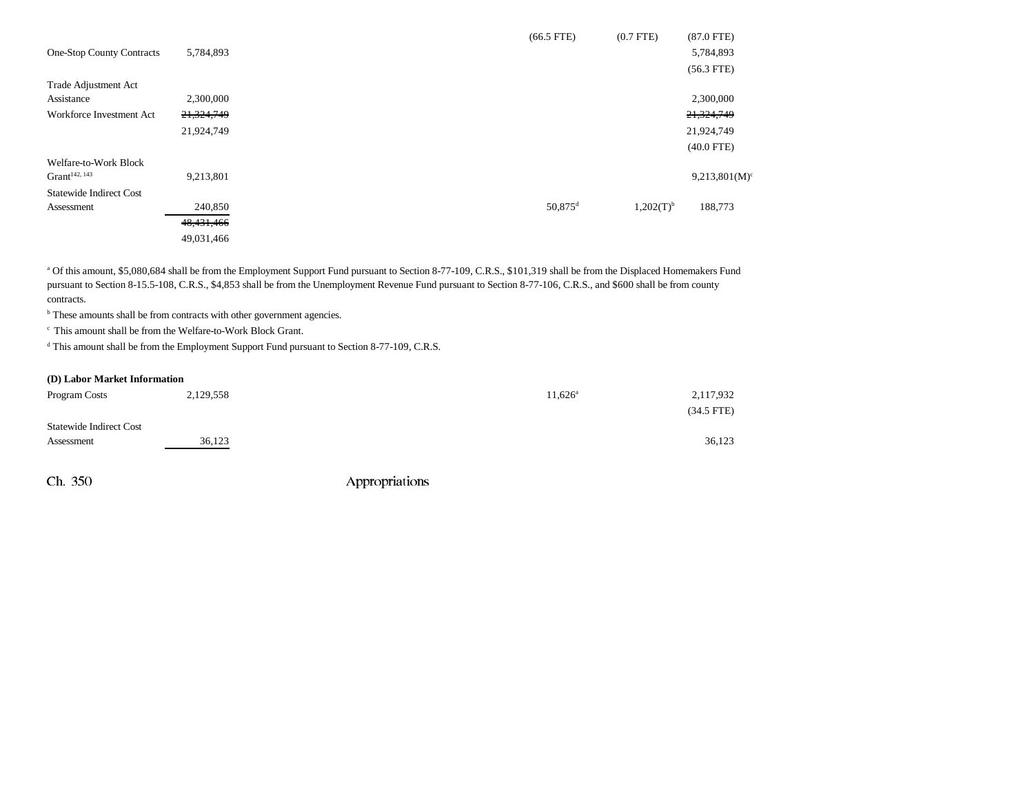| | | | | | | |
|---|---|---|---|---|---|---|
| | | | | (66.5 FTE) | (0.7 FTE) | (87.0 FTE) |
| One-Stop County Contracts | 5,784,893 | | | | | 5,784,893 |
| | | | | | | (56.3 FTE) |
| Trade Adjustment Act Assistance | 2,300,000 | | | | | 2,300,000 |
| Workforce Investment Act | ~~21,324,749~~ 21,924,749 | | | | | ~~21,324,749~~ 21,924,749 |
| | | | | | | (40.0 FTE) |
| Welfare-to-Work Block Grant[142, 143] | 9,213,801 | | | | | 9,213,801(M)[c] |
| Statewide Indirect Cost Assessment | 240,850 | | | 50,875[d] | 1,202(T)[b] | 188,773 |
| | ~~48,431,466~~ 49,031,466 | | | | | |

[a] Of this amount, $5,080,684 shall be from the Employment Support Fund pursuant to Section 8-77-109, C.R.S., $101,319 shall be from the Displaced Homemakers Fund pursuant to Section 8-15.5-108, C.R.S., $4,853 shall be from the Unemployment Revenue Fund pursuant to Section 8-77-106, C.R.S., and $600 shall be from county contracts.

[b] These amounts shall be from contracts with other government agencies.

[c] This amount shall be from the Welfare-to-Work Block Grant.

[d] This amount shall be from the Employment Support Fund pursuant to Section 8-77-109, C.R.S.

**(D) Labor Market Information**

| | | | | | | |
|---|---|---|---|---|---|---|
| Program Costs | 2,129,558 | | | 11,626[a] | | 2,117,932 |
| | | | | | | (34.5 FTE) |
| Statewide Indirect Cost Assessment | 36,123 | | | | | 36,123 |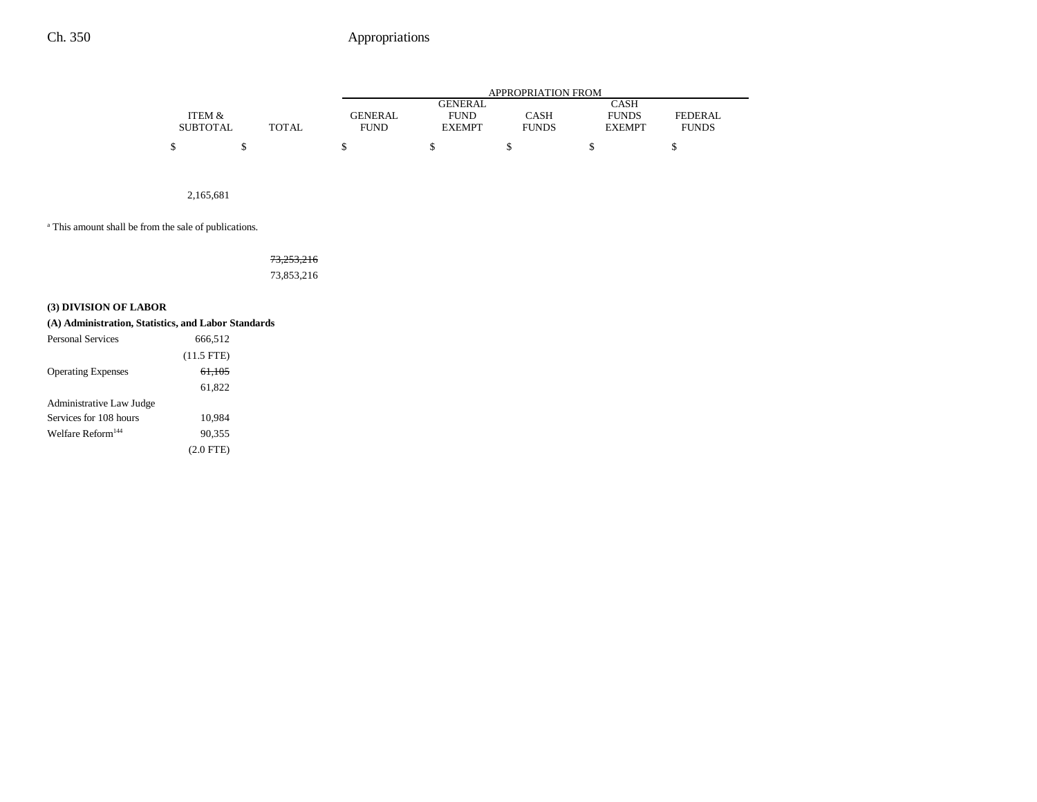| | ITEM & SUBTOTAL | TOTAL | GENERAL FUND | GENERAL FUND EXEMPT | CASH FUNDS | CASH FUNDS EXEMPT | FEDERAL FUNDS |
|---|---|---|---|---|---|---|---|
| | $ | $ | $ | $ | $ | $ | $ |
| | 2,165,681 | | | | | | |

[a] This amount shall be from the sale of publications.

| | ITEM & SUBTOTAL | TOTAL | GENERAL FUND | GENERAL FUND EXEMPT | CASH FUNDS | CASH FUNDS EXEMPT | FEDERAL FUNDS |
|---|---|---|---|---|---|---|---|
| | | ~~73,253,216~~ 73,853,216 | | | | | |
| **(3) DIVISION OF LABOR** | | | | | | | |
| **(A) Administration, Statistics, and Labor Standards** | | | | | | | |
| Personal Services | 666,512 (11.5 FTE) | | | | | | |
| Operating Expenses | ~~61,105~~ 61,822 | | | | | | |
| Administrative Law Judge Services for 108 hours | 10,984 | | | | | | |
| Welfare Reform[144] | 90,355 (2.0 FTE) | | | | | | |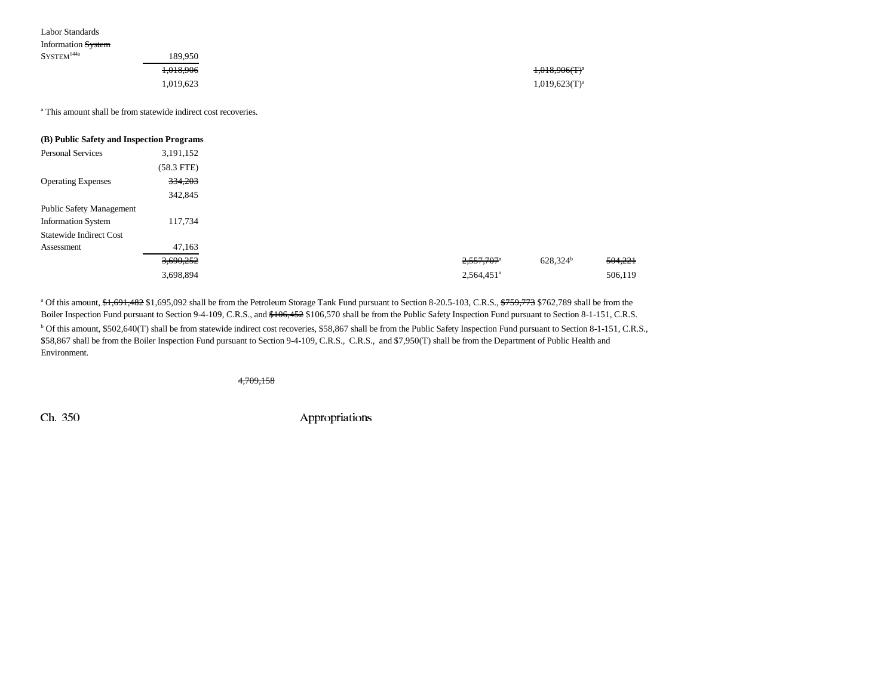| | | | | | | |
|---|---|---|---|---|---|---|
| Labor Standards Information ~~System~~ SYSTEM[144a] | 189,950 | | | | | |
| | ~~1,018,906~~ | | | | ~~1,018,906(T)~~[a] | |
| | 1,019,623 | | | | 1,019,623(T)[a] | |

[a] This amount shall be from statewide indirect cost recoveries.

**(B) Public Safety and Inspection Programs**

| | | | | | | |
|---|---|---|---|---|---|---|
| Personal Services | 3,191,152 | | | | | |
| | (58.3 FTE) | | | | | |
| Operating Expenses | ~~334,203~~ | | | | | |
| | 342,845 | | | | | |
| Public Safety Management Information System | 117,734 | | | | | |
| Statewide Indirect Cost Assessment | 47,163 | | | | | |
| | ~~3,690,252~~ | | | ~~2,557,707~~[a] | 628,324[b] | ~~504,221~~ |
| | 3,698,894 | | | 2,564,451[a] | | 506,119 |

[a] Of this amount, ~~$1,691,482~~ $1,695,092 shall be from the Petroleum Storage Tank Fund pursuant to Section 8-20.5-103, C.R.S., ~~$759,773~~ $762,789 shall be from the Boiler Inspection Fund pursuant to Section 9-4-109, C.R.S., and ~~$106,452~~ $106,570 shall be from the Public Safety Inspection Fund pursuant to Section 8-1-151, C.R.S.

[b] Of this amount, $502,640(T) shall be from statewide indirect cost recoveries, $58,867 shall be from the Public Safety Inspection Fund pursuant to Section 8-1-151, C.R.S., $58,867 shall be from the Boiler Inspection Fund pursuant to Section 9-4-109, C.R.S., C.R.S., and $7,950(T) shall be from the Department of Public Health and Environment.

~~4,709,158~~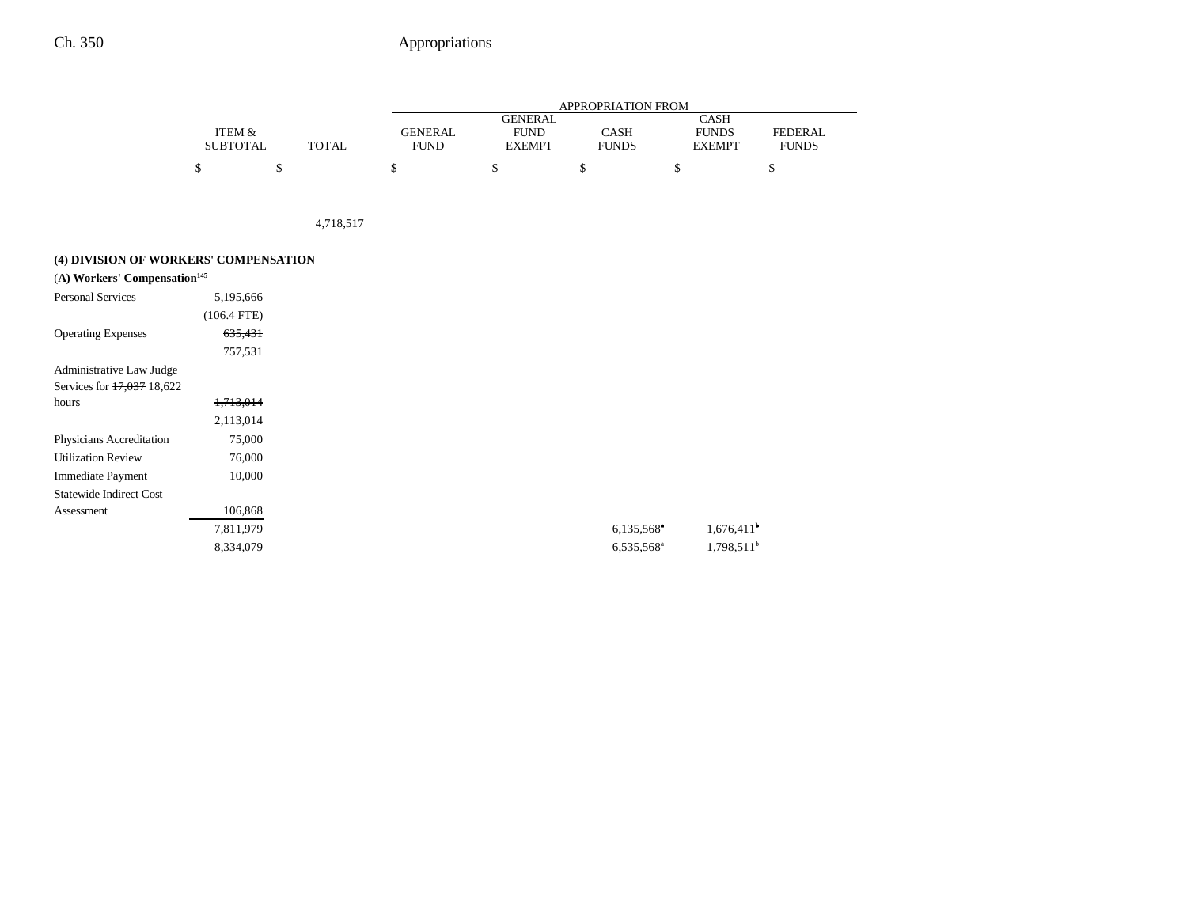| | ITEM & SUBTOTAL | TOTAL | GENERAL FUND | GENERAL FUND EXEMPT | CASH FUNDS | CASH FUNDS EXEMPT | FEDERAL FUNDS |
|---|---|---|---|---|---|---|---|
| | $ | $ | $ | $ | $ | $ | $ |
| | | 4,718,517 | | | | | |
| **(4) DIVISION OF WORKERS' COMPENSATION** | | | | | | | |
| **(A) Workers' Compensation**[145] | | | | | | | |
| Personal Services | 5,195,666 | | | | | | |
| | (106.4 FTE) | | | | | | |
| Operating Expenses | ~~635,431~~ | | | | | | |
| | 757,531 | | | | | | |
| Administrative Law Judge Services for ~~17,037~~ 18,622 hours | ~~1,713,014~~ | | | | | | |
| | 2,113,014 | | | | | | |
| Physicians Accreditation | 75,000 | | | | | | |
| Utilization Review | 76,000 | | | | | | |
| Immediate Payment | 10,000 | | | | | | |
| Statewide Indirect Cost Assessment | 106,868 | | | | | | |
| | ~~7,811,979~~ | | | | ~~6,135,568~~[a] | ~~1,676,411~~[b] | |
| | 8,334,079 | | | | 6,535,568[a] | 1,798,511[b] | |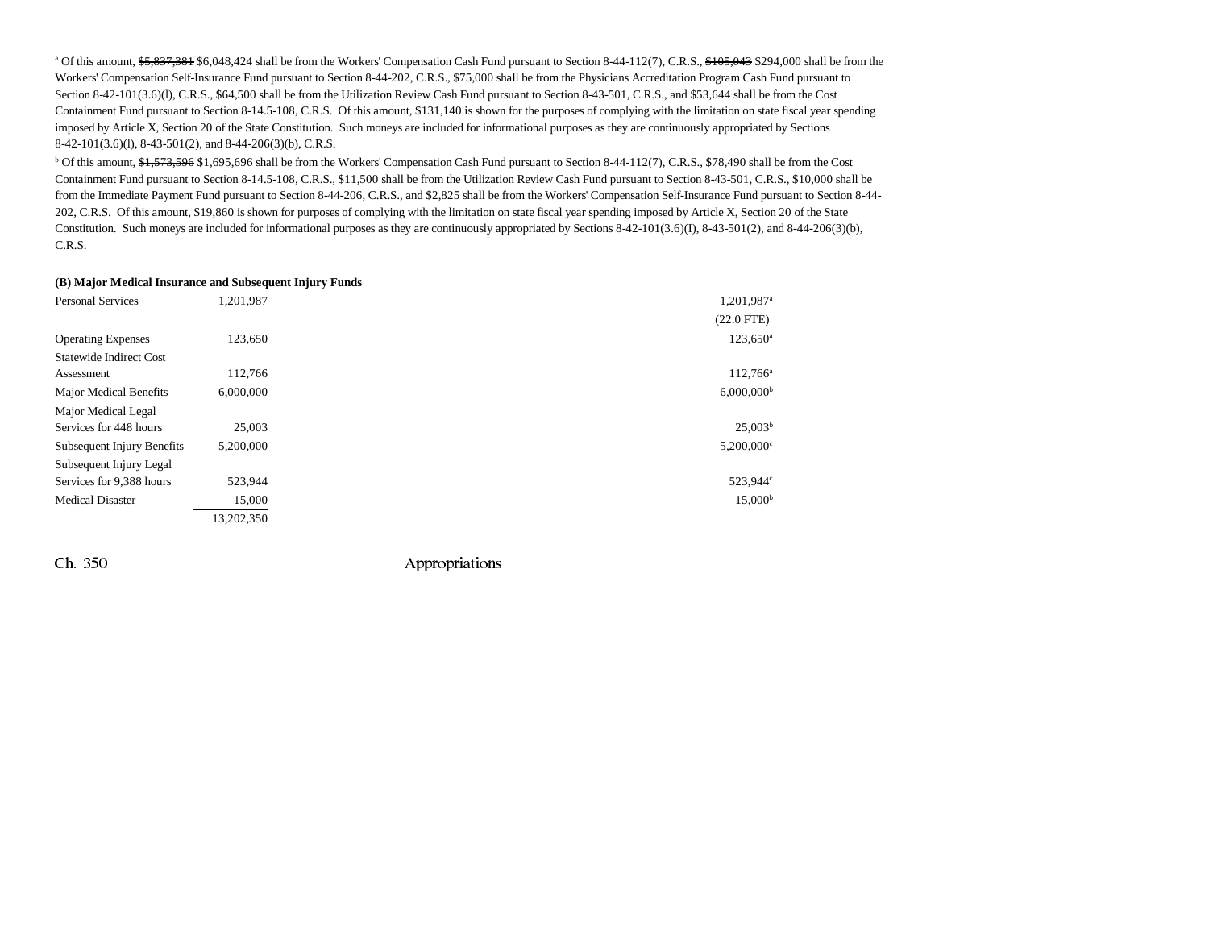[a] Of this amount, ~~$5,837,381~~ $6,048,424 shall be from the Workers' Compensation Cash Fund pursuant to Section 8-44-112(7), C.R.S., ~~$105,043~~ $294,000 shall be from the Workers' Compensation Self-Insurance Fund pursuant to Section 8-44-202, C.R.S., $75,000 shall be from the Physicians Accreditation Program Cash Fund pursuant to Section 8-42-101(3.6)(l), C.R.S., $64,500 shall be from the Utilization Review Cash Fund pursuant to Section 8-43-501, C.R.S., and $53,644 shall be from the Cost Containment Fund pursuant to Section 8-14.5-108, C.R.S. Of this amount, $131,140 is shown for the purposes of complying with the limitation on state fiscal year spending imposed by Article X, Section 20 of the State Constitution. Such moneys are included for informational purposes as they are continuously appropriated by Sections 8-42-101(3.6)(l), 8-43-501(2), and 8-44-206(3)(b), C.R.S.

[b] Of this amount, ~~$1,573,596~~ $1,695,696 shall be from the Workers' Compensation Cash Fund pursuant to Section 8-44-112(7), C.R.S., $78,490 shall be from the Cost Containment Fund pursuant to Section 8-14.5-108, C.R.S., $11,500 shall be from the Utilization Review Cash Fund pursuant to Section 8-43-501, C.R.S., $10,000 shall be from the Immediate Payment Fund pursuant to Section 8-44-206, C.R.S., and $2,825 shall be from the Workers' Compensation Self-Insurance Fund pursuant to Section 8-44-202, C.R.S. Of this amount, $19,860 is shown for purposes of complying with the limitation on state fiscal year spending imposed by Article X, Section 20 of the State Constitution. Such moneys are included for informational purposes as they are continuously appropriated by Sections 8-42-101(3.6)(I), 8-43-501(2), and 8-44-206(3)(b), C.R.S.

**(B) Major Medical Insurance and Subsequent Injury Funds**

| | Total | |
|---|---|---|
| Personal Services | 1,201,987 | 1,201,987[a] (22.0 FTE) |
| Operating Expenses | 123,650 | 123,650[a] |
| Statewide Indirect Cost Assessment | 112,766 | 112,766[a] |
| Major Medical Benefits | 6,000,000 | 6,000,000[b] |
| Major Medical Legal Services for 448 hours | 25,003 | 25,003[b] |
| Subsequent Injury Benefits | 5,200,000 | 5,200,000[c] |
| Subsequent Injury Legal Services for 9,388 hours | 523,944 | 523,944[c] |
| Medical Disaster | 15,000 | 15,000[b] |
| | 13,202,350 | |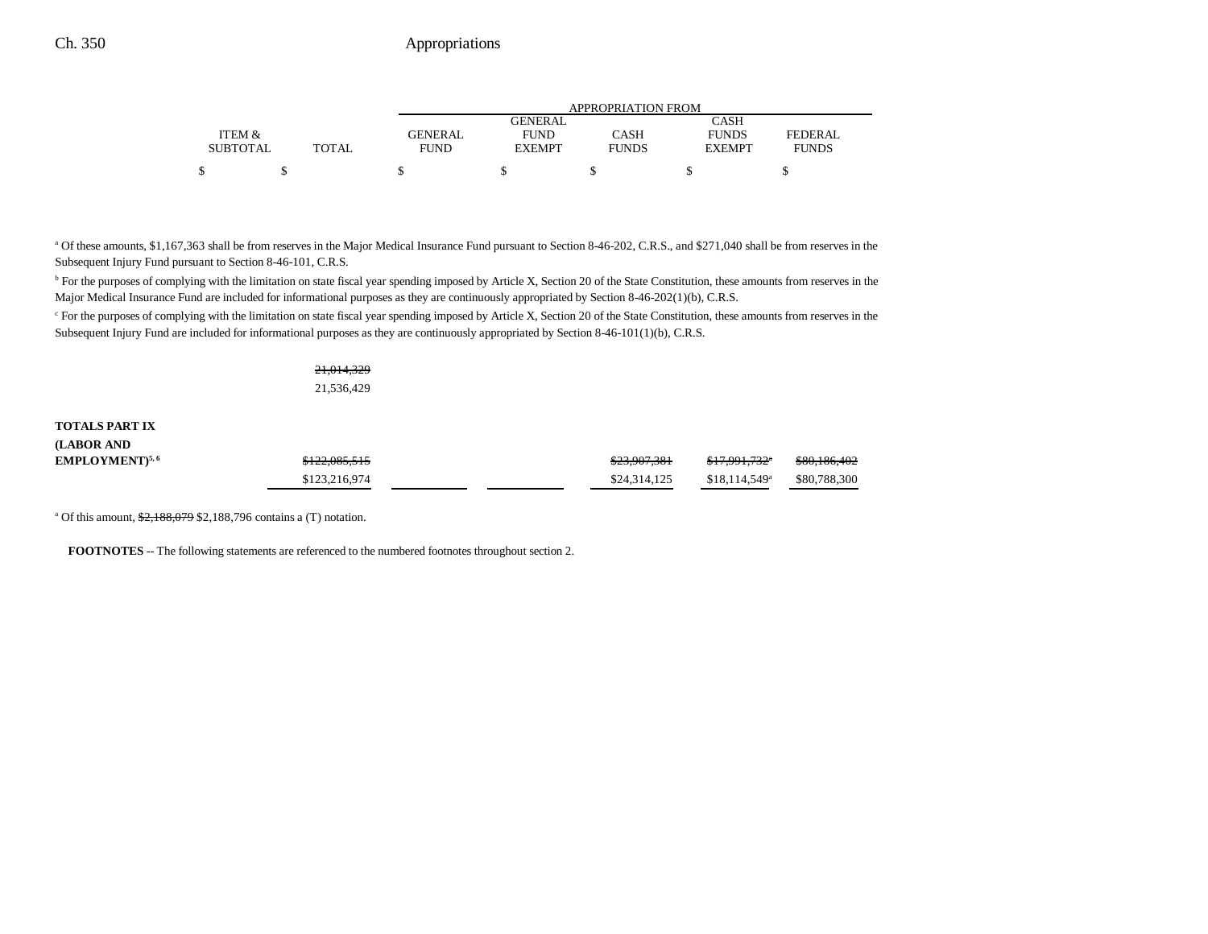| | ITEM & SUBTOTAL | TOTAL | APPROPRIATION FROM GENERAL FUND | GENERAL FUND EXEMPT | CASH FUNDS | CASH FUNDS EXEMPT | FEDERAL FUNDS |
|---|---|---|---|---|---|---|---|
| | $ | $ | $ | $ | $ | $ | $ |

[a] Of these amounts, $1,167,363 shall be from reserves in the Major Medical Insurance Fund pursuant to Section 8-46-202, C.R.S., and $271,040 shall be from reserves in the Subsequent Injury Fund pursuant to Section 8-46-101, C.R.S.

[b] For the purposes of complying with the limitation on state fiscal year spending imposed by Article X, Section 20 of the State Constitution, these amounts from reserves in the Major Medical Insurance Fund are included for informational purposes as they are continuously appropriated by Section 8-46-202(1)(b), C.R.S.

[c] For the purposes of complying with the limitation on state fiscal year spending imposed by Article X, Section 20 of the State Constitution, these amounts from reserves in the Subsequent Injury Fund are included for informational purposes as they are continuously appropriated by Section 8-46-101(1)(b), C.R.S.

| | ITEM & SUBTOTAL | TOTAL | GENERAL FUND | GENERAL FUND EXEMPT | CASH FUNDS | CASH FUNDS EXEMPT | FEDERAL FUNDS |
|---|---|---|---|---|---|---|---|
| | | ~~21,014,329~~ 21,536,429 | | | | | |
| **TOTALS PART IX (LABOR AND EMPLOYMENT)**[5, 6] | | ~~$122,085,515~~ $123,216,974 | | | ~~$23,907,381~~ $24,314,125 | ~~$17,991,732[a]~~ $18,114,549[a] | ~~$80,186,402~~ $80,788,300 |

[a] Of this amount, ~~$2,188,079~~ $2,188,796 contains a (T) notation.

**FOOTNOTES** -- The following statements are referenced to the numbered footnotes throughout section 2.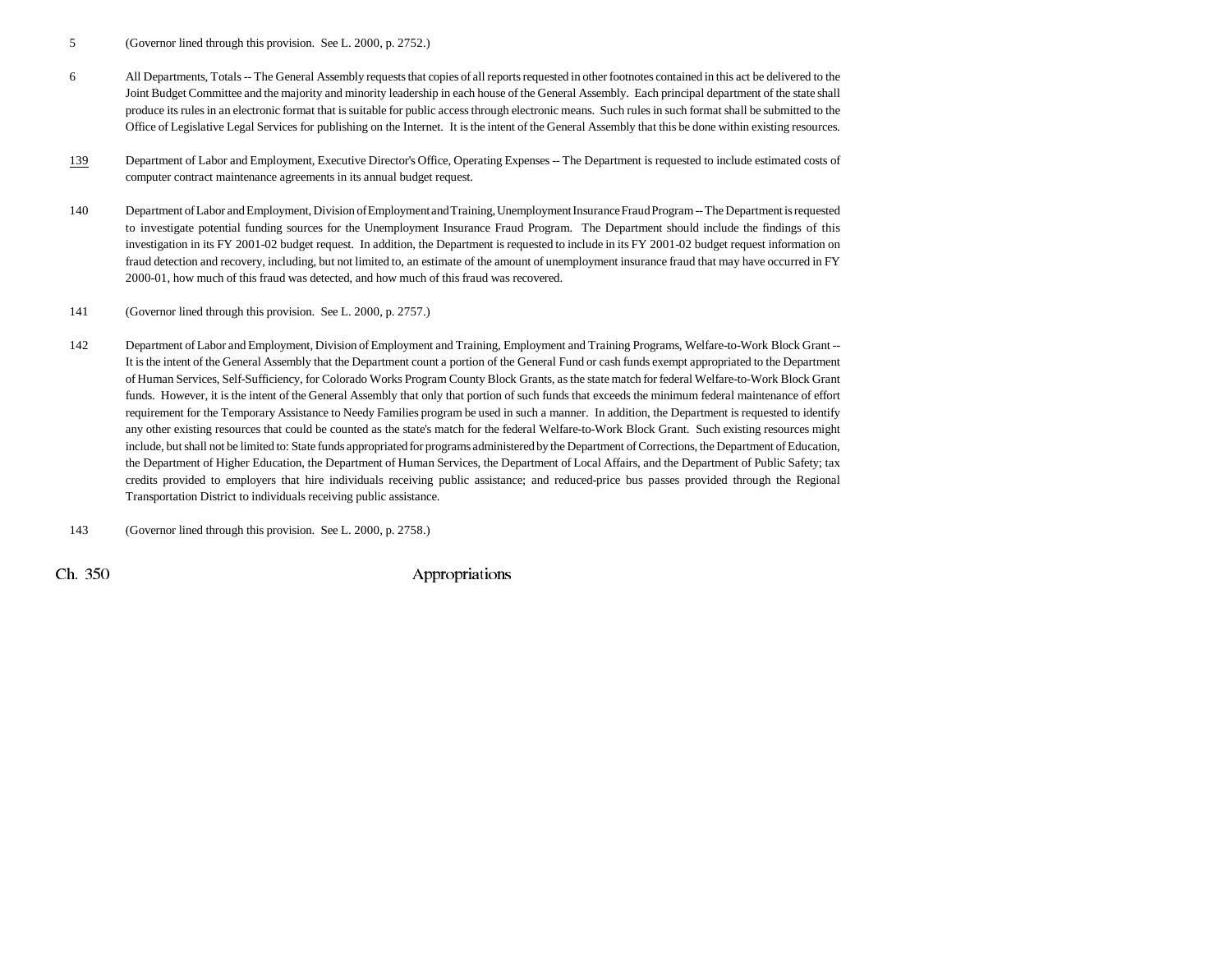5 (Governor lined through this provision. See L. 2000, p. 2752.)

6 All Departments, Totals -- The General Assembly requests that copies of all reports requested in other footnotes contained in this act be delivered to the Joint Budget Committee and the majority and minority leadership in each house of the General Assembly. Each principal department of the state shall produce its rules in an electronic format that is suitable for public access through electronic means. Such rules in such format shall be submitted to the Office of Legislative Legal Services for publishing on the Internet. It is the intent of the General Assembly that this be done within existing resources.

139 Department of Labor and Employment, Executive Director's Office, Operating Expenses -- The Department is requested to include estimated costs of computer contract maintenance agreements in its annual budget request.

140 Department of Labor and Employment, Division of Employment and Training, Unemployment Insurance Fraud Program -- The Department is requested to investigate potential funding sources for the Unemployment Insurance Fraud Program. The Department should include the findings of this investigation in its FY 2001-02 budget request. In addition, the Department is requested to include in its FY 2001-02 budget request information on fraud detection and recovery, including, but not limited to, an estimate of the amount of unemployment insurance fraud that may have occurred in FY 2000-01, how much of this fraud was detected, and how much of this fraud was recovered.

141 (Governor lined through this provision. See L. 2000, p. 2757.)

142 Department of Labor and Employment, Division of Employment and Training, Employment and Training Programs, Welfare-to-Work Block Grant -- It is the intent of the General Assembly that the Department count a portion of the General Fund or cash funds exempt appropriated to the Department of Human Services, Self-Sufficiency, for Colorado Works Program County Block Grants, as the state match for federal Welfare-to-Work Block Grant funds. However, it is the intent of the General Assembly that only that portion of such funds that exceeds the minimum federal maintenance of effort requirement for the Temporary Assistance to Needy Families program be used in such a manner. In addition, the Department is requested to identify any other existing resources that could be counted as the state's match for the federal Welfare-to-Work Block Grant. Such existing resources might include, but shall not be limited to: State funds appropriated for programs administered by the Department of Corrections, the Department of Education, the Department of Higher Education, the Department of Human Services, the Department of Local Affairs, and the Department of Public Safety; tax credits provided to employers that hire individuals receiving public assistance; and reduced-price bus passes provided through the Regional Transportation District to individuals receiving public assistance.

143 (Governor lined through this provision. See L. 2000, p. 2758.)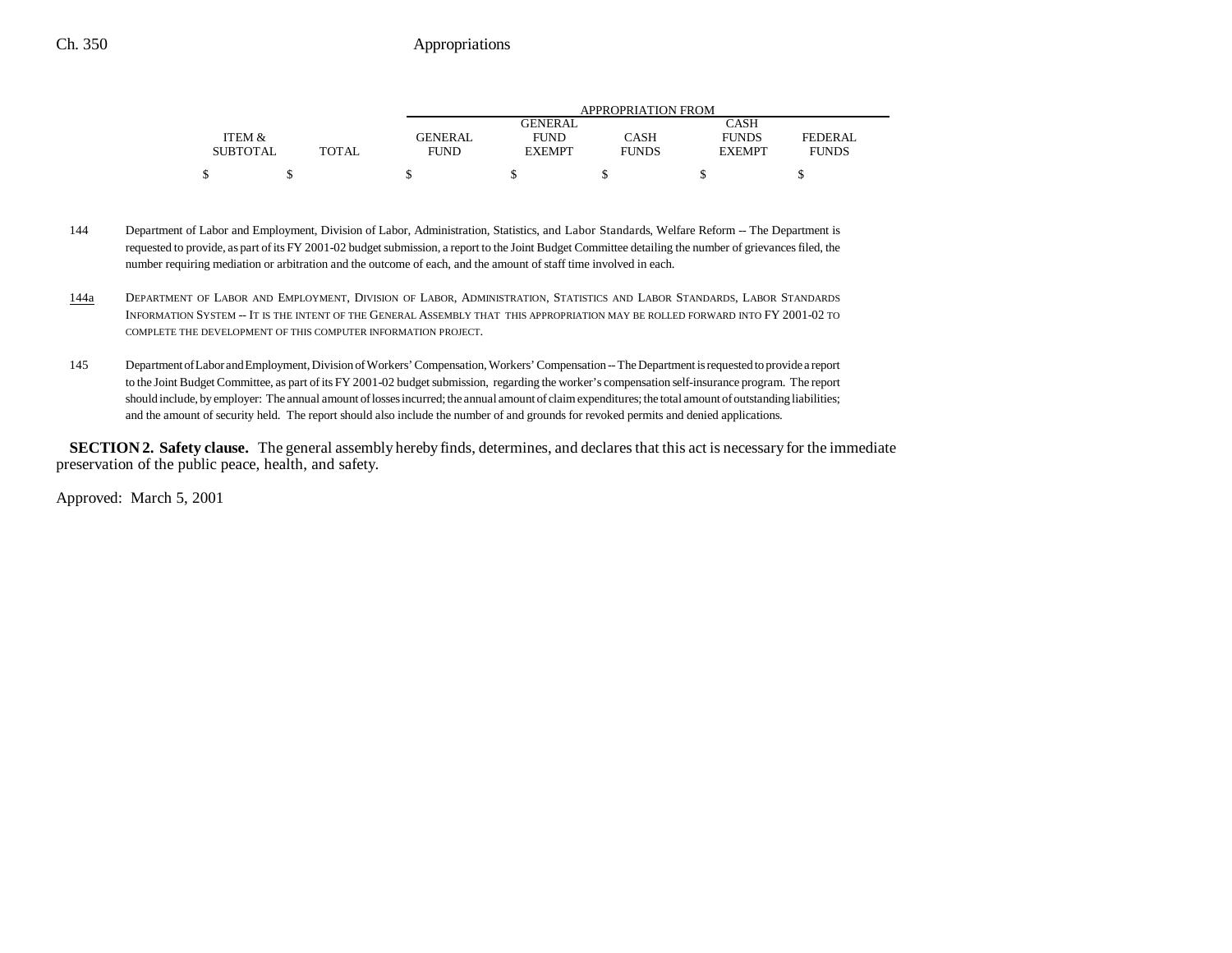| ITEM & SUBTOTAL | TOTAL | APPROPRIATION FROM GENERAL FUND | GENERAL FUND EXEMPT | CASH FUNDS | CASH FUNDS EXEMPT | FEDERAL FUNDS |
|---|---|---|---|---|---|---|
| $ | $ | $ | $ | $ | $ | $ |

144 Department of Labor and Employment, Division of Labor, Administration, Statistics, and Labor Standards, Welfare Reform -- The Department is requested to provide, as part of its FY 2001-02 budget submission, a report to the Joint Budget Committee detailing the number of grievances filed, the number requiring mediation or arbitration and the outcome of each, and the amount of staff time involved in each.

144a DEPARTMENT OF LABOR AND EMPLOYMENT, DIVISION OF LABOR, ADMINISTRATION, STATISTICS AND LABOR STANDARDS, LABOR STANDARDS INFORMATION SYSTEM -- IT IS THE INTENT OF THE GENERAL ASSEMBLY THAT THIS APPROPRIATION MAY BE ROLLED FORWARD INTO FY 2001-02 TO COMPLETE THE DEVELOPMENT OF THIS COMPUTER INFORMATION PROJECT.

145 Department of Labor and Employment, Division of Workers' Compensation, Workers' Compensation -- The Department is requested to provide a report to the Joint Budget Committee, as part of its FY 2001-02 budget submission, regarding the worker's compensation self-insurance program. The report should include, by employer: The annual amount of losses incurred; the annual amount of claim expenditures; the total amount of outstanding liabilities; and the amount of security held. The report should also include the number of and grounds for revoked permits and denied applications.

**SECTION 2. Safety clause.** The general assembly hereby finds, determines, and declares that this act is necessary for the immediate preservation of the public peace, health, and safety.

Approved: March 5, 2001